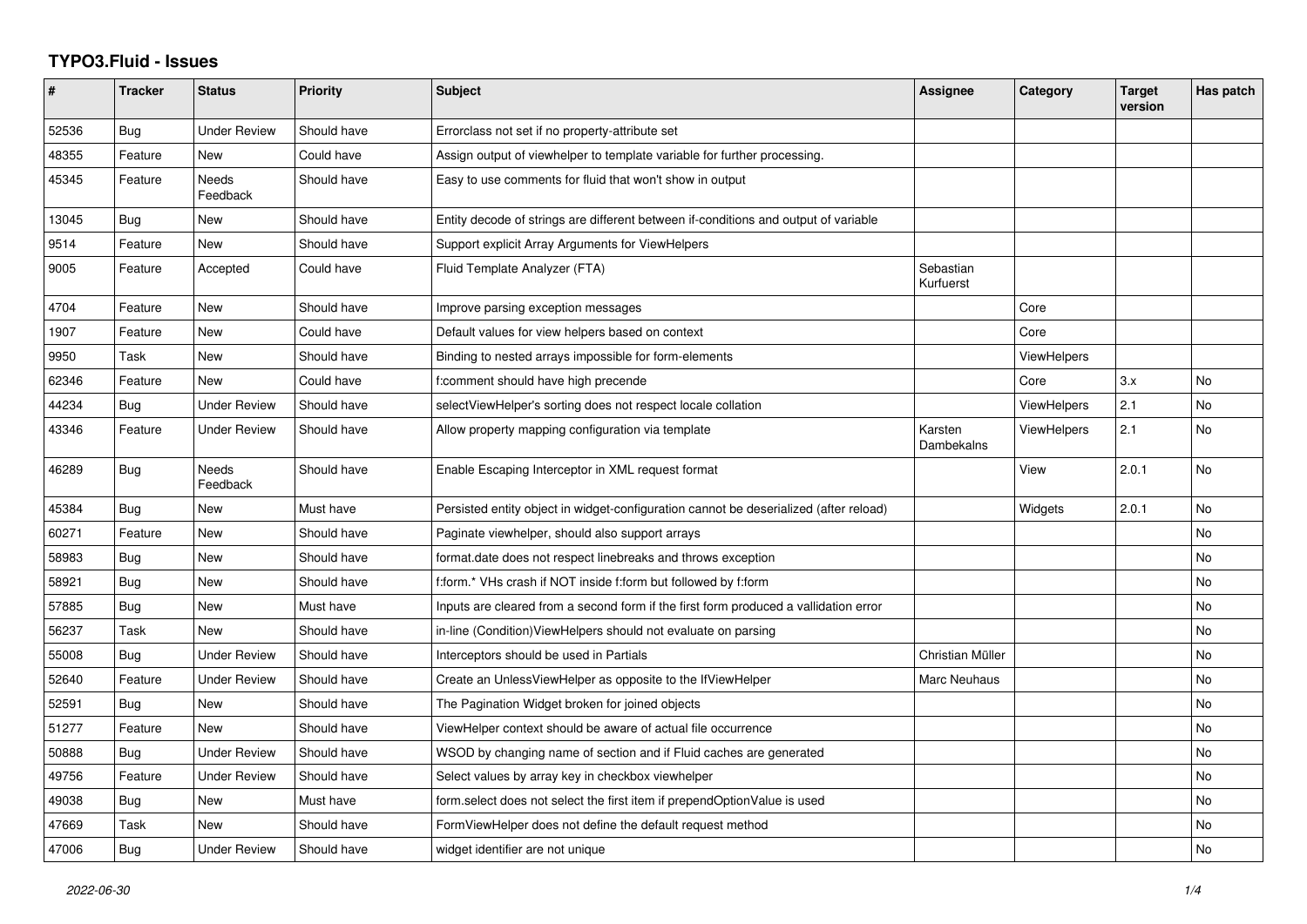# TYPO3.Fluid - Issues

| # | Tracker | Status | Priority | Subject | Assignee | Category | Target version | Has patch |
|---|---|---|---|---|---|---|---|---|
| 52536 | Bug | Under Review | Should have | Errorclass not set if no property-attribute set | | | | |
| 48355 | Feature | New | Could have | Assign output of viewhelper to template variable for further processing. | | | | |
| 45345 | Feature | Needs Feedback | Should have | Easy to use comments for fluid that won't show in output | | | | |
| 13045 | Bug | New | Should have | Entity decode of strings are different between if-conditions and output of variable | | | | |
| 9514 | Feature | New | Should have | Support explicit Array Arguments for ViewHelpers | | | | |
| 9005 | Feature | Accepted | Could have | Fluid Template Analyzer (FTA) | Sebastian Kurfuerst | | | |
| 4704 | Feature | New | Should have | Improve parsing exception messages | | Core | | |
| 1907 | Feature | New | Could have | Default values for view helpers based on context | | Core | | |
| 9950 | Task | New | Should have | Binding to nested arrays impossible for form-elements | | ViewHelpers | | |
| 62346 | Feature | New | Could have | f:comment should have high precende | | Core | 3.x | No |
| 44234 | Bug | Under Review | Should have | selectViewHelper's sorting does not respect locale collation | | ViewHelpers | 2.1 | No |
| 43346 | Feature | Under Review | Should have | Allow property mapping configuration via template | Karsten Dambekalns | ViewHelpers | 2.1 | No |
| 46289 | Bug | Needs Feedback | Should have | Enable Escaping Interceptor in XML request format | | View | 2.0.1 | No |
| 45384 | Bug | New | Must have | Persisted entity object in widget-configuration cannot be deserialized (after reload) | | Widgets | 2.0.1 | No |
| 60271 | Feature | New | Should have | Paginate viewhelper, should also support arrays | | | | No |
| 58983 | Bug | New | Should have | format.date does not respect linebreaks and throws exception | | | | No |
| 58921 | Bug | New | Should have | f:form.* VHs crash if NOT inside f:form but followed by f:form | | | | No |
| 57885 | Bug | New | Must have | Inputs are cleared from a second form if the first form produced a vallidation error | | | | No |
| 56237 | Task | New | Should have | in-line (Condition)ViewHelpers should not evaluate on parsing | | | | No |
| 55008 | Bug | Under Review | Should have | Interceptors should be used in Partials | Christian Müller | | | No |
| 52640 | Feature | Under Review | Should have | Create an UnlessViewHelper as opposite to the IfViewHelper | Marc Neuhaus | | | No |
| 52591 | Bug | New | Should have | The Pagination Widget broken for joined objects | | | | No |
| 51277 | Feature | New | Should have | ViewHelper context should be aware of actual file occurrence | | | | No |
| 50888 | Bug | Under Review | Should have | WSOD by changing name of section and if Fluid caches are generated | | | | No |
| 49756 | Feature | Under Review | Should have | Select values by array key in checkbox viewhelper | | | | No |
| 49038 | Bug | New | Must have | form.select does not select the first item if prependOptionValue is used | | | | No |
| 47669 | Task | New | Should have | FormViewHelper does not define the default request method | | | | No |
| 47006 | Bug | Under Review | Should have | widget identifier are not unique | | | | No |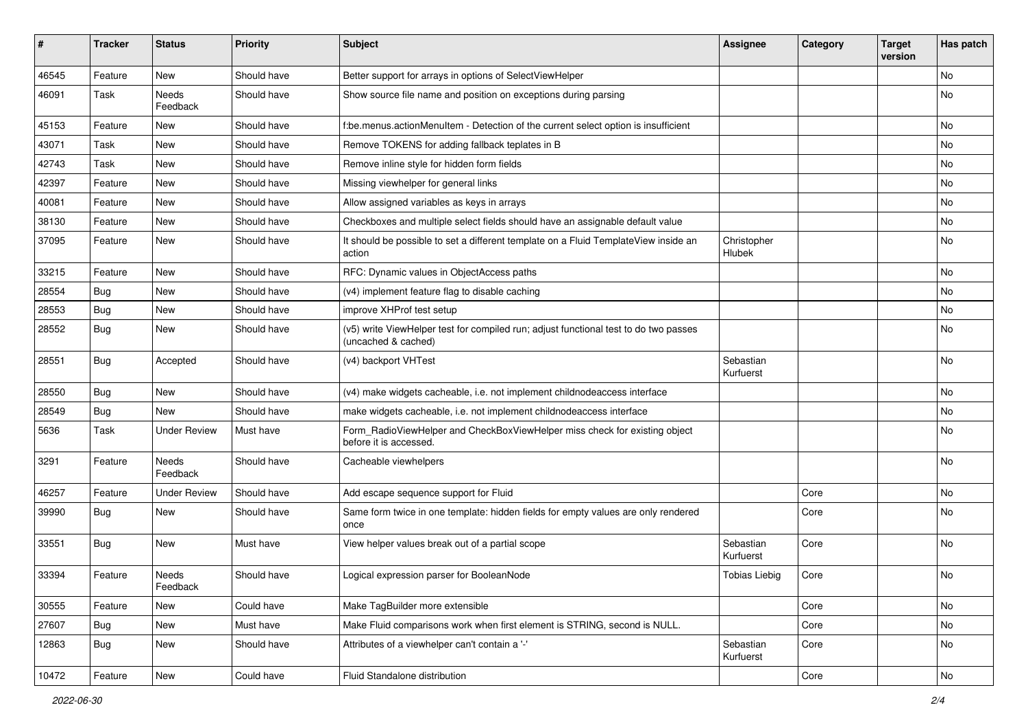| # | Tracker | Status | Priority | Subject | Assignee | Category | Target version | Has patch |
|---|---|---|---|---|---|---|---|---|
| 46545 | Feature | New | Should have | Better support for arrays in options of SelectViewHelper | | | | No |
| 46091 | Task | Needs Feedback | Should have | Show source file name and position on exceptions during parsing | | | | No |
| 45153 | Feature | New | Should have | f:be.menus.actionMenuItem - Detection of the current select option is insufficient | | | | No |
| 43071 | Task | New | Should have | Remove TOKENS for adding fallback teplates in B | | | | No |
| 42743 | Task | New | Should have | Remove inline style for hidden form fields | | | | No |
| 42397 | Feature | New | Should have | Missing viewhelper for general links | | | | No |
| 40081 | Feature | New | Should have | Allow assigned variables as keys in arrays | | | | No |
| 38130 | Feature | New | Should have | Checkboxes and multiple select fields should have an assignable default value | | | | No |
| 37095 | Feature | New | Should have | It should be possible to set a different template on a Fluid TemplateView inside an action | Christopher Hlubek | | | No |
| 33215 | Feature | New | Should have | RFC: Dynamic values in ObjectAccess paths | | | | No |
| 28554 | Bug | New | Should have | (v4) implement feature flag to disable caching | | | | No |
| 28553 | Bug | New | Should have | improve XHProf test setup | | | | No |
| 28552 | Bug | New | Should have | (v5) write ViewHelper test for compiled run; adjust functional test to do two passes (uncached & cached) | | | | No |
| 28551 | Bug | Accepted | Should have | (v4) backport VHTest | Sebastian Kurfuerst | | | No |
| 28550 | Bug | New | Should have | (v4) make widgets cacheable, i.e. not implement childnodeaccess interface | | | | No |
| 28549 | Bug | New | Should have | make widgets cacheable, i.e. not implement childnodeaccess interface | | | | No |
| 5636 | Task | Under Review | Must have | Form_RadioViewHelper and CheckBoxViewHelper miss check for existing object before it is accessed. | | | | No |
| 3291 | Feature | Needs Feedback | Should have | Cacheable viewhelpers | | | | No |
| 46257 | Feature | Under Review | Should have | Add escape sequence support for Fluid | | Core | | No |
| 39990 | Bug | New | Should have | Same form twice in one template: hidden fields for empty values are only rendered once | | Core | | No |
| 33551 | Bug | New | Must have | View helper values break out of a partial scope | Sebastian Kurfuerst | Core | | No |
| 33394 | Feature | Needs Feedback | Should have | Logical expression parser for BooleanNode | Tobias Liebig | Core | | No |
| 30555 | Feature | New | Could have | Make TagBuilder more extensible | | Core | | No |
| 27607 | Bug | New | Must have | Make Fluid comparisons work when first element is STRING, second is NULL. | | Core | | No |
| 12863 | Bug | New | Should have | Attributes of a viewhelper can't contain a '-' | Sebastian Kurfuerst | Core | | No |
| 10472 | Feature | New | Could have | Fluid Standalone distribution | | Core | | No |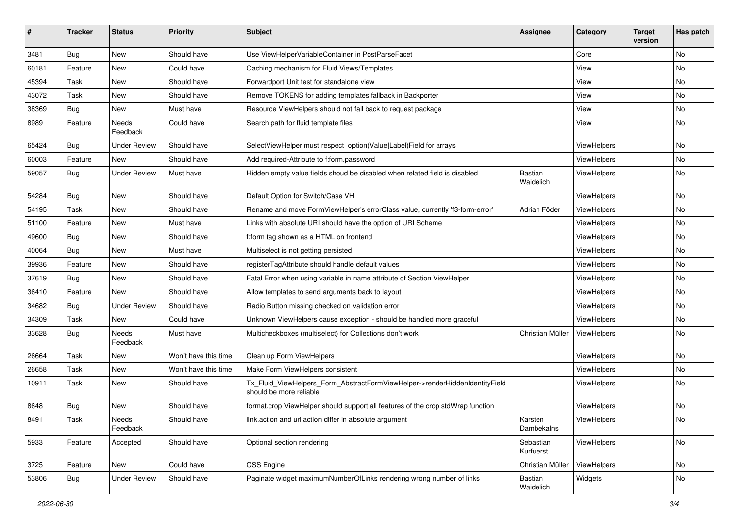| # | Tracker | Status | Priority | Subject | Assignee | Category | Target version | Has patch |
|---|---|---|---|---|---|---|---|---|
| 3481 | Bug | New | Should have | Use ViewHelperVariableContainer in PostParseFacet | | Core | | No |
| 60181 | Feature | New | Could have | Caching mechanism for Fluid Views/Templates | | View | | No |
| 45394 | Task | New | Should have | Forwardport Unit test for standalone view | | View | | No |
| 43072 | Task | New | Should have | Remove TOKENS for adding templates fallback in Backporter | | View | | No |
| 38369 | Bug | New | Must have | Resource ViewHelpers should not fall back to request package | | View | | No |
| 8989 | Feature | Needs Feedback | Could have | Search path for fluid template files | | View | | No |
| 65424 | Bug | Under Review | Should have | SelectViewHelper must respect option(Value\|Label)Field for arrays | | ViewHelpers | | No |
| 60003 | Feature | New | Should have | Add required-Attribute to f:form.password | | ViewHelpers | | No |
| 59057 | Bug | Under Review | Must have | Hidden empty value fields shoud be disabled when related field is disabled | Bastian Waidelich | ViewHelpers | | No |
| 54284 | Bug | New | Should have | Default Option for Switch/Case VH | | ViewHelpers | | No |
| 54195 | Task | New | Should have | Rename and move FormViewHelper's errorClass value, currently 'f3-form-error' | Adrian Föder | ViewHelpers | | No |
| 51100 | Feature | New | Must have | Links with absolute URI should have the option of URI Scheme | | ViewHelpers | | No |
| 49600 | Bug | New | Should have | f:form tag shown as a HTML on frontend | | ViewHelpers | | No |
| 40064 | Bug | New | Must have | Multiselect is not getting persisted | | ViewHelpers | | No |
| 39936 | Feature | New | Should have | registerTagAttribute should handle default values | | ViewHelpers | | No |
| 37619 | Bug | New | Should have | Fatal Error when using variable in name attribute of Section ViewHelper | | ViewHelpers | | No |
| 36410 | Feature | New | Should have | Allow templates to send arguments back to layout | | ViewHelpers | | No |
| 34682 | Bug | Under Review | Should have | Radio Button missing checked on validation error | | ViewHelpers | | No |
| 34309 | Task | New | Could have | Unknown ViewHelpers cause exception - should be handled more graceful | | ViewHelpers | | No |
| 33628 | Bug | Needs Feedback | Must have | Multicheckboxes (multiselect) for Collections don't work | Christian Müller | ViewHelpers | | No |
| 26664 | Task | New | Won't have this time | Clean up Form ViewHelpers | | ViewHelpers | | No |
| 26658 | Task | New | Won't have this time | Make Form ViewHelpers consistent | | ViewHelpers | | No |
| 10911 | Task | New | Should have | Tx_Fluid_ViewHelpers_Form_AbstractFormViewHelper->renderHiddenIdentityField should be more reliable | | ViewHelpers | | No |
| 8648 | Bug | New | Should have | format.crop ViewHelper should support all features of the crop stdWrap function | | ViewHelpers | | No |
| 8491 | Task | Needs Feedback | Should have | link.action and uri.action differ in absolute argument | Karsten Dambekalns | ViewHelpers | | No |
| 5933 | Feature | Accepted | Should have | Optional section rendering | Sebastian Kurfuerst | ViewHelpers | | No |
| 3725 | Feature | New | Could have | CSS Engine | Christian Müller | ViewHelpers | | No |
| 53806 | Bug | Under Review | Should have | Paginate widget maximumNumberOfLinks rendering wrong number of links | Bastian Waidelich | Widgets | | No |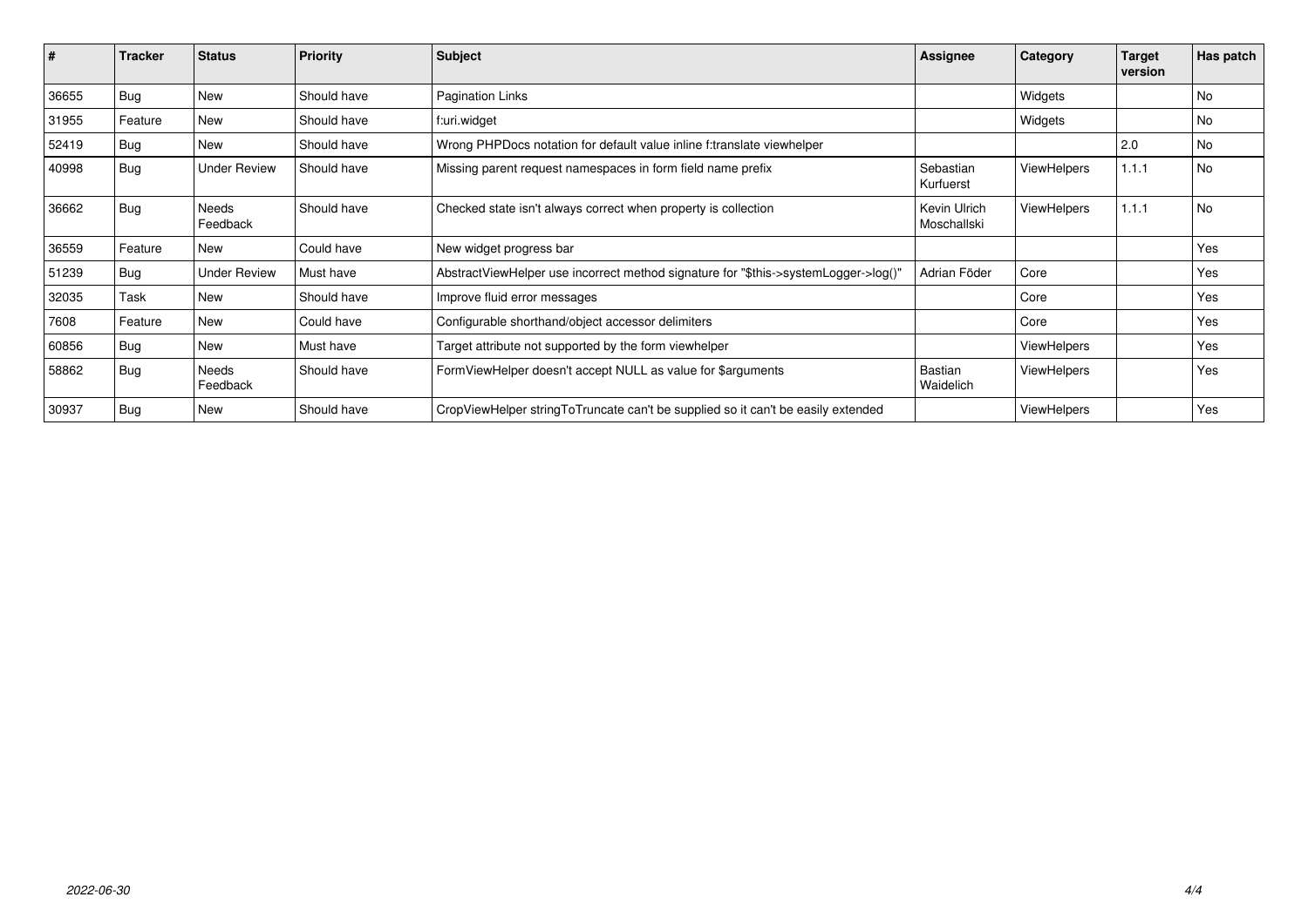| # | Tracker | Status | Priority | Subject | Assignee | Category | Target version | Has patch |
|---|---|---|---|---|---|---|---|---|
| 36655 | Bug | New | Should have | Pagination Links | | Widgets | | No |
| 31955 | Feature | New | Should have | f:uri.widget | | Widgets | | No |
| 52419 | Bug | New | Should have | Wrong PHPDocs notation for default value inline f:translate viewhelper | | | 2.0 | No |
| 40998 | Bug | Under Review | Should have | Missing parent request namespaces in form field name prefix | Sebastian Kurfuerst | ViewHelpers | 1.1.1 | No |
| 36662 | Bug | Needs Feedback | Should have | Checked state isn't always correct when property is collection | Kevin Ulrich Moschallski | ViewHelpers | 1.1.1 | No |
| 36559 | Feature | New | Could have | New widget progress bar | | | | Yes |
| 51239 | Bug | Under Review | Must have | AbstractViewHelper use incorrect method signature for "$this->systemLogger->log()" | Adrian Föder | Core | | Yes |
| 32035 | Task | New | Should have | Improve fluid error messages | | Core | | Yes |
| 7608 | Feature | New | Could have | Configurable shorthand/object accessor delimiters | | Core | | Yes |
| 60856 | Bug | New | Must have | Target attribute not supported by the form viewhelper | | ViewHelpers | | Yes |
| 58862 | Bug | Needs Feedback | Should have | FormViewHelper doesn't accept NULL as value for $arguments | Bastian Waidelich | ViewHelpers | | Yes |
| 30937 | Bug | New | Should have | CropViewHelper stringToTruncate can't be supplied so it can't be easily extended | | ViewHelpers | | Yes |